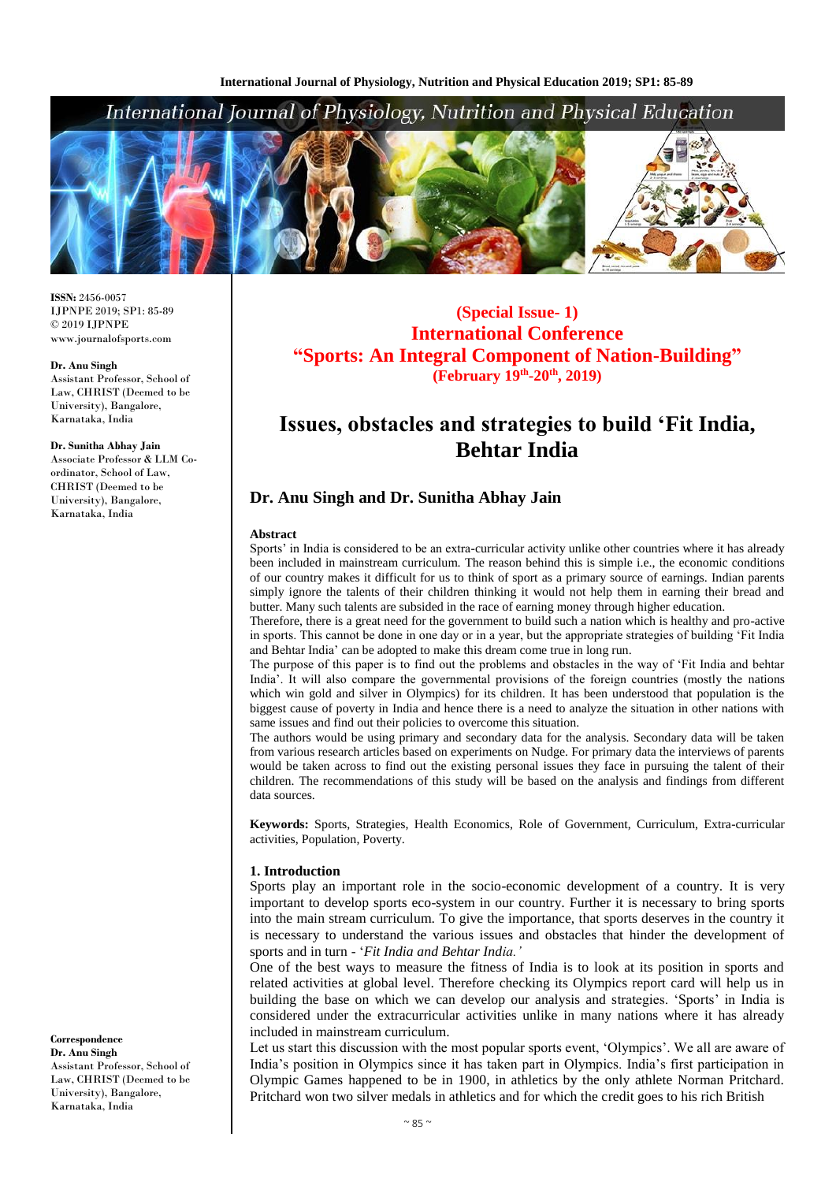(Special Issue- 1)
International Conference
"Sports: An Integral Component of Nation-Building"
(February 19th-20th, 2019)

# Issues, obstacles and strategies to build 'Fit India, Behtar India

**Dr. Anu Singh and Dr. Sunitha Abhay Jain**

ISSN: 2456-0057
IJPNPE 2019; SP1: 85-89
© 2019 IJPNPE
www.journalofsports.com

**Dr. Anu Singh**
Assistant Professor, School of Law, CHRIST (Deemed to be University), Bangalore, Karnataka, India

**Dr. Sunitha Abhay Jain**
Associate Professor & LLM Co-ordinator, School of Law, CHRIST (Deemed to be University), Bangalore, Karnataka, India

**Correspondence**
**Dr. Anu Singh**
Assistant Professor, School of Law, CHRIST (Deemed to be University), Bangalore, Karnataka, India

## Abstract

Sports' in India is considered to be an extra-curricular activity unlike other countries where it has already been included in mainstream curriculum. The reason behind this is simple i.e., the economic conditions of our country makes it difficult for us to think of sport as a primary source of earnings. Indian parents simply ignore the talents of their children thinking it would not help them in earning their bread and butter. Many such talents are subsided in the race of earning money through higher education.

Therefore, there is a great need for the government to build such a nation which is healthy and pro-active in sports. This cannot be done in one day or in a year, but the appropriate strategies of building 'Fit India and Behtar India' can be adopted to make this dream come true in long run.

The purpose of this paper is to find out the problems and obstacles in the way of 'Fit India and behtar India'. It will also compare the governmental provisions of the foreign countries (mostly the nations which win gold and silver in Olympics) for its children. It has been understood that population is the biggest cause of poverty in India and hence there is a need to analyze the situation in other nations with same issues and find out their policies to overcome this situation.

The authors would be using primary and secondary data for the analysis. Secondary data will be taken from various research articles based on experiments on Nudge. For primary data the interviews of parents would be taken across to find out the existing personal issues they face in pursuing the talent of their children. The recommendations of this study will be based on the analysis and findings from different data sources.

**Keywords:** Sports, Strategies, Health Economics, Role of Government, Curriculum, Extra-curricular activities, Population, Poverty.

## 1. Introduction

Sports play an important role in the socio-economic development of a country. It is very important to develop sports eco-system in our country. Further it is necessary to bring sports into the main stream curriculum. To give the importance, that sports deserves in the country it is necessary to understand the various issues and obstacles that hinder the development of sports and in turn - '*Fit India and Behtar India.'*

One of the best ways to measure the fitness of India is to look at its position in sports and related activities at global level. Therefore checking its Olympics report card will help us in building the base on which we can develop our analysis and strategies. 'Sports' in India is considered under the extracurricular activities unlike in many nations where it has already included in mainstream curriculum.

Let us start this discussion with the most popular sports event, 'Olympics'. We all are aware of India's position in Olympics since it has taken part in Olympics. India's first participation in Olympic Games happened to be in 1900, in athletics by the only athlete Norman Pritchard. Pritchard won two silver medals in athletics and for which the credit goes to his rich British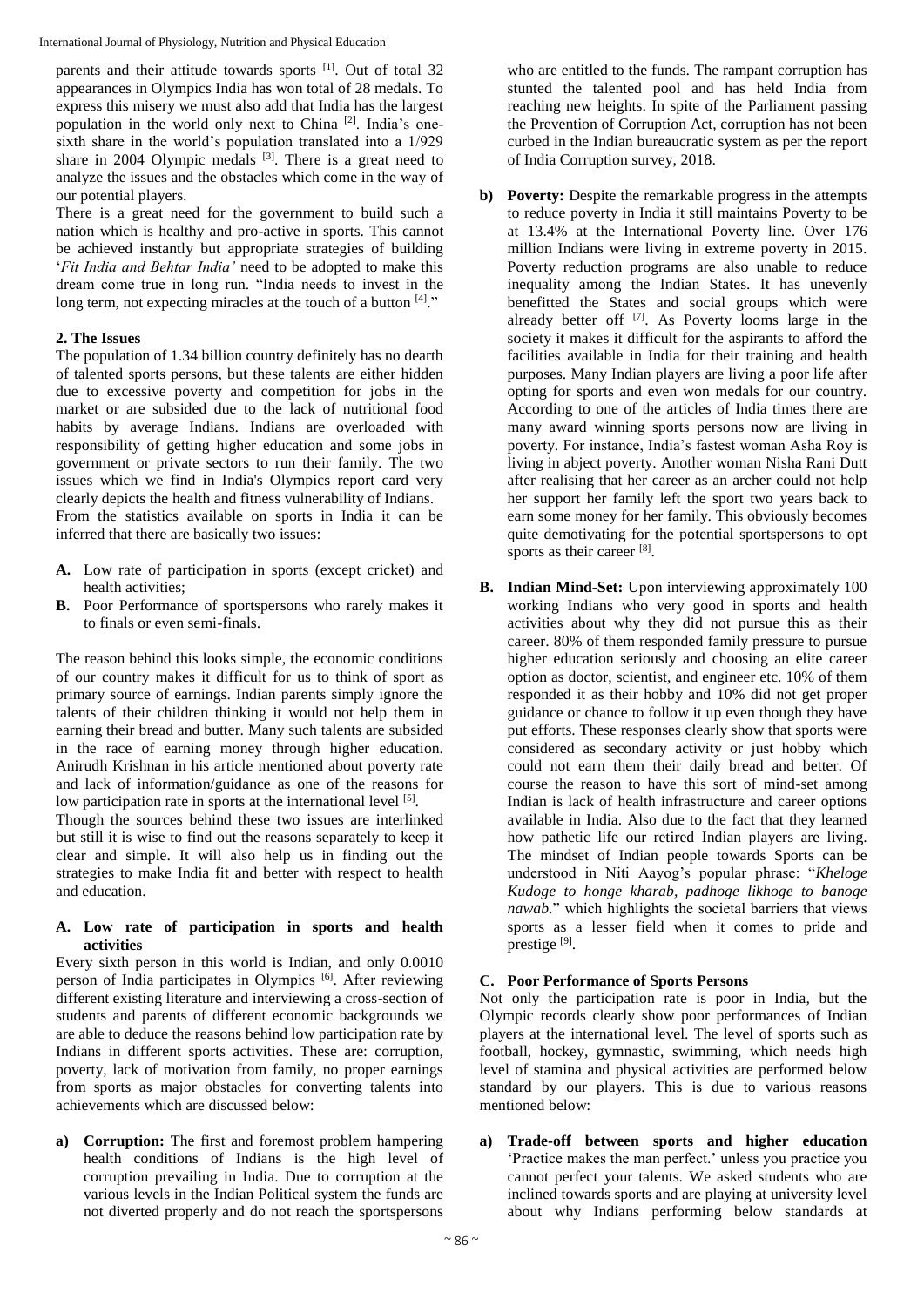parents and their attitude towards sports [1]. Out of total 32 appearances in Olympics India has won total of 28 medals. To express this misery we must also add that India has the largest population in the world only next to China [2]. India's one-sixth share in the world's population translated into a 1/929 share in 2004 Olympic medals [3]. There is a great need to analyze the issues and the obstacles which come in the way of our potential players.

There is a great need for the government to build such a nation which is healthy and pro-active in sports. This cannot be achieved instantly but appropriate strategies of building '*Fit India and Behtar India'* need to be adopted to make this dream come true in long run. "India needs to invest in the long term, not expecting miracles at the touch of a button [4]."

## 2. The Issues

The population of 1.34 billion country definitely has no dearth of talented sports persons, but these talents are either hidden due to excessive poverty and competition for jobs in the market or are subsided due to the lack of nutritional food habits by average Indians. Indians are overloaded with responsibility of getting higher education and some jobs in government or private sectors to run their family. The two issues which we find in India's Olympics report card very clearly depicts the health and fitness vulnerability of Indians.

From the statistics available on sports in India it can be inferred that there are basically two issues:

- **A.** Low rate of participation in sports (except cricket) and health activities;
- **B.** Poor Performance of sportspersons who rarely makes it to finals or even semi-finals.

The reason behind this looks simple, the economic conditions of our country makes it difficult for us to think of sport as primary source of earnings. Indian parents simply ignore the talents of their children thinking it would not help them in earning their bread and butter. Many such talents are subsided in the race of earning money through higher education. Anirudh Krishnan in his article mentioned about poverty rate and lack of information/guidance as one of the reasons for low participation rate in sports at the international level [5].

Though the sources behind these two issues are interlinked but still it is wise to find out the reasons separately to keep it clear and simple. It will also help us in finding out the strategies to make India fit and better with respect to health and education.

### A. Low rate of participation in sports and health activities

Every sixth person in this world is Indian, and only 0.0010 person of India participates in Olympics [6]. After reviewing different existing literature and interviewing a cross-section of students and parents of different economic backgrounds we are able to deduce the reasons behind low participation rate by Indians in different sports activities. These are: corruption, poverty, lack of motivation from family, no proper earnings from sports as major obstacles for converting talents into achievements which are discussed below:

a) **Corruption:** The first and foremost problem hampering health conditions of Indians is the high level of corruption prevailing in India. Due to corruption at the various levels in the Indian Political system the funds are not diverted properly and do not reach the sportspersons who are entitled to the funds. The rampant corruption has stunted the talented pool and has held India from reaching new heights. In spite of the Parliament passing the Prevention of Corruption Act, corruption has not been curbed in the Indian bureaucratic system as per the report of India Corruption survey, 2018.

b) **Poverty:** Despite the remarkable progress in the attempts to reduce poverty in India it still maintains Poverty to be at 13.4% at the International Poverty line. Over 176 million Indians were living in extreme poverty in 2015. Poverty reduction programs are also unable to reduce inequality among the Indian States. It has unevenly benefitted the States and social groups which were already better off [7]. As Poverty looms large in the society it makes it difficult for the aspirants to afford the facilities available in India for their training and health purposes. Many Indian players are living a poor life after opting for sports and even won medals for our country. According to one of the articles of India times there are many award winning sports persons now are living in poverty. For instance, India's fastest woman Asha Roy is living in abject poverty. Another woman Nisha Rani Dutt after realising that her career as an archer could not help her support her family left the sport two years back to earn some money for her family. This obviously becomes quite demotivating for the potential sportspersons to opt sports as their career [8].

### B. Indian Mind-Set:

Upon interviewing approximately 100 working Indians who very good in sports and health activities about why they did not pursue this as their career. 80% of them responded family pressure to pursue higher education seriously and choosing an elite career option as doctor, scientist, and engineer etc. 10% of them responded it as their hobby and 10% did not get proper guidance or chance to follow it up even though they have put efforts. These responses clearly show that sports were considered as secondary activity or just hobby which could not earn them their daily bread and better. Of course the reason to have this sort of mind-set among Indian is lack of health infrastructure and career options available in India. Also due to the fact that they learned how pathetic life our retired Indian players are living. The mindset of Indian people towards Sports can be understood in Niti Aayog's popular phrase: "*Kheloge Kudoge to honge kharab, padhoge likhoge to banoge nawab.*" which highlights the societal barriers that views sports as a lesser field when it comes to pride and prestige [9].

### C. Poor Performance of Sports Persons

Not only the participation rate is poor in India, but the Olympic records clearly show poor performances of Indian players at the international level. The level of sports such as football, hockey, gymnastic, swimming, which needs high level of stamina and physical activities are performed below standard by our players. This is due to various reasons mentioned below:

a) **Trade-off between sports and higher education** 'Practice makes the man perfect.' unless you practice you cannot perfect your talents. We asked students who are inclined towards sports and are playing at university level about why Indians performing below standards at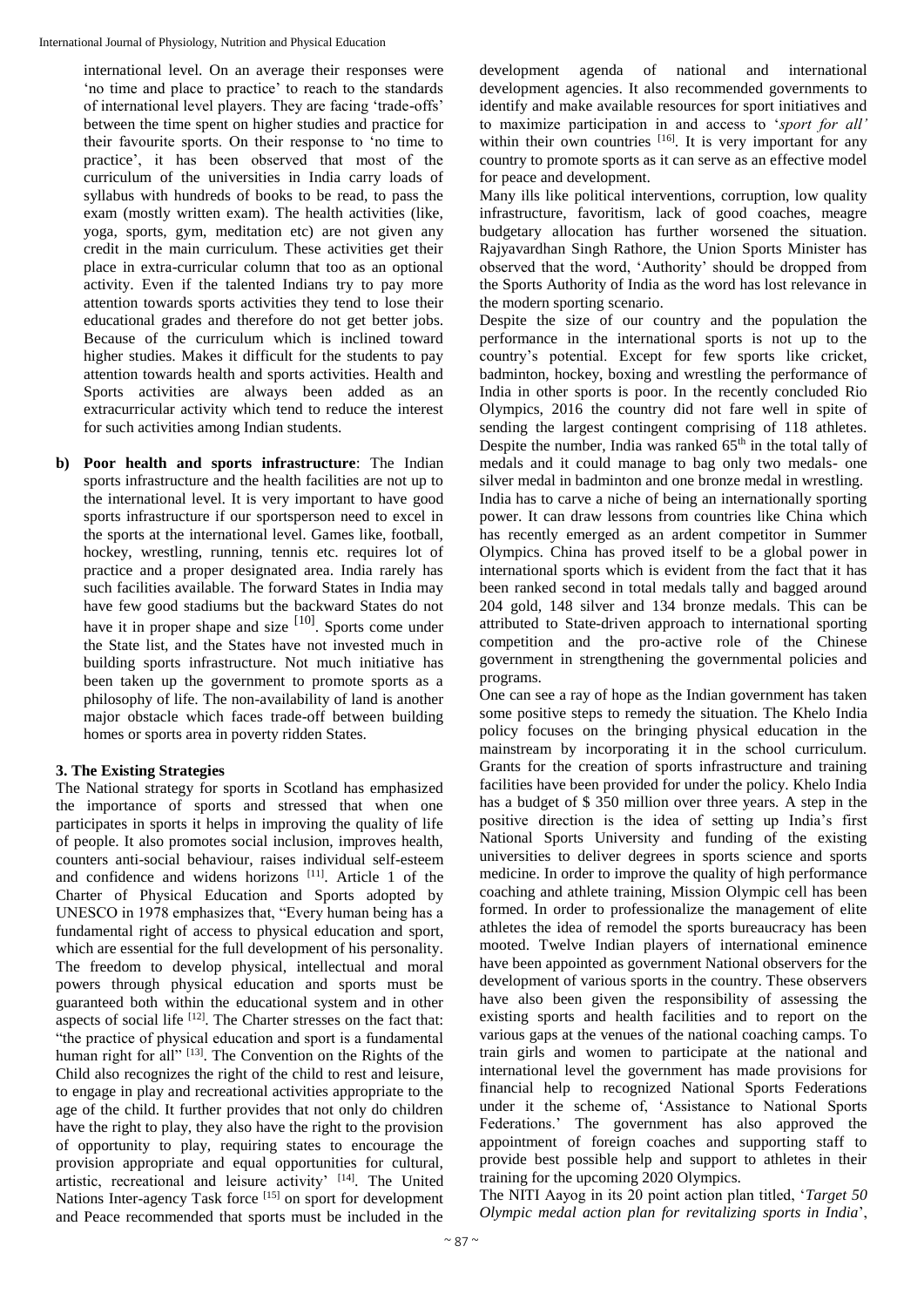international level. On an average their responses were 'no time and place to practice' to reach to the standards of international level players. They are facing 'trade-offs' between the time spent on higher studies and practice for their favourite sports. On their response to 'no time to practice', it has been observed that most of the curriculum of the universities in India carry loads of syllabus with hundreds of books to be read, to pass the exam (mostly written exam). The health activities (like, yoga, sports, gym, meditation etc) are not given any credit in the main curriculum. These activities get their place in extra-curricular column that too as an optional activity. Even if the talented Indians try to pay more attention towards sports activities they tend to lose their educational grades and therefore do not get better jobs. Because of the curriculum which is inclined toward higher studies. Makes it difficult for the students to pay attention towards health and sports activities. Health and Sports activities are always been added as an extracurricular activity which tend to reduce the interest for such activities among Indian students.

b) **Poor health and sports infrastructure**: The Indian sports infrastructure and the health facilities are not up to the international level. It is very important to have good sports infrastructure if our sportsperson need to excel in the sports at the international level. Games like, football, hockey, wrestling, running, tennis etc. requires lot of practice and a proper designated area. India rarely has such facilities available. The forward States in India may have few good stadiums but the backward States do not have it in proper shape and size [10]. Sports come under the State list, and the States have not invested much in building sports infrastructure. Not much initiative has been taken up the government to promote sports as a philosophy of life. The non-availability of land is another major obstacle which faces trade-off between building homes or sports area in poverty ridden States.

### 3. The Existing Strategies

The National strategy for sports in Scotland has emphasized the importance of sports and stressed that when one participates in sports it helps in improving the quality of life of people. It also promotes social inclusion, improves health, counters anti-social behaviour, raises individual self-esteem and confidence and widens horizons [11]. Article 1 of the Charter of Physical Education and Sports adopted by UNESCO in 1978 emphasizes that, "Every human being has a fundamental right of access to physical education and sport, which are essential for the full development of his personality. The freedom to develop physical, intellectual and moral powers through physical education and sports must be guaranteed both within the educational system and in other aspects of social life [12]. The Charter stresses on the fact that: "the practice of physical education and sport is a fundamental human right for all" [13]. The Convention on the Rights of the Child also recognizes the right of the child to rest and leisure, to engage in play and recreational activities appropriate to the age of the child. It further provides that not only do children have the right to play, they also have the right to the provision of opportunity to play, requiring states to encourage the provision appropriate and equal opportunities for cultural, artistic, recreational and leisure activity' [14]. The United Nations Inter-agency Task force [15] on sport for development and Peace recommended that sports must be included in the development agenda of national and international development agencies. It also recommended governments to identify and make available resources for sport initiatives and to maximize participation in and access to '*sport for all'* within their own countries [16]. It is very important for any country to promote sports as it can serve as an effective model for peace and development.

Many ills like political interventions, corruption, low quality infrastructure, favoritism, lack of good coaches, meagre budgetary allocation has further worsened the situation. Rajyavardhan Singh Rathore, the Union Sports Minister has observed that the word, 'Authority' should be dropped from the Sports Authority of India as the word has lost relevance in the modern sporting scenario.

Despite the size of our country and the population the performance in the international sports is not up to the country's potential. Except for few sports like cricket, badminton, hockey, boxing and wrestling the performance of India in other sports is poor. In the recently concluded Rio Olympics, 2016 the country did not fare well in spite of sending the largest contingent comprising of 118 athletes. Despite the number, India was ranked 65th in the total tally of medals and it could manage to bag only two medals- one silver medal in badminton and one bronze medal in wrestling.

India has to carve a niche of being an internationally sporting power. It can draw lessons from countries like China which has recently emerged as an ardent competitor in Summer Olympics. China has proved itself to be a global power in international sports which is evident from the fact that it has been ranked second in total medals tally and bagged around 204 gold, 148 silver and 134 bronze medals. This can be attributed to State-driven approach to international sporting competition and the pro-active role of the Chinese government in strengthening the governmental policies and programs.

One can see a ray of hope as the Indian government has taken some positive steps to remedy the situation. The Khelo India policy focuses on the bringing physical education in the mainstream by incorporating it in the school curriculum. Grants for the creation of sports infrastructure and training facilities have been provided for under the policy. Khelo India has a budget of $ 350 million over three years. A step in the positive direction is the idea of setting up India's first National Sports University and funding of the existing universities to deliver degrees in sports science and sports medicine. In order to improve the quality of high performance coaching and athlete training, Mission Olympic cell has been formed. In order to professionalize the management of elite athletes the idea of remodel the sports bureaucracy has been mooted. Twelve Indian players of international eminence have been appointed as government National observers for the development of various sports in the country. These observers have also been given the responsibility of assessing the existing sports and health facilities and to report on the various gaps at the venues of the national coaching camps. To train girls and women to participate at the national and international level the government has made provisions for financial help to recognized National Sports Federations under it the scheme of, 'Assistance to National Sports Federations.' The government has also approved the appointment of foreign coaches and supporting staff to provide best possible help and support to athletes in their training for the upcoming 2020 Olympics.

The NITI Aayog in its 20 point action plan titled, '*Target 50 Olympic medal action plan for revitalizing sports in India*',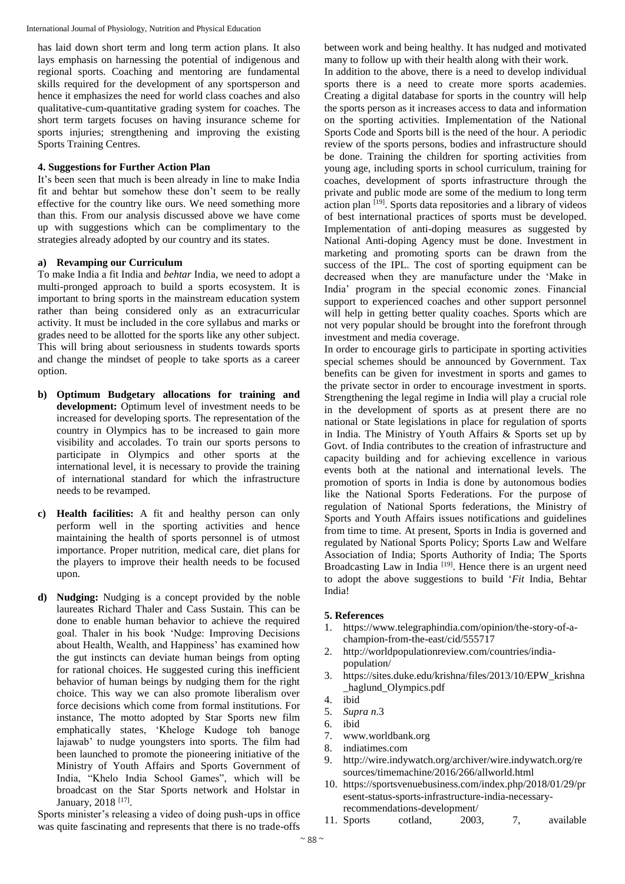has laid down short term and long term action plans. It also lays emphasis on harnessing the potential of indigenous and regional sports. Coaching and mentoring are fundamental skills required for the development of any sportsperson and hence it emphasizes the need for world class coaches and also qualitative-cum-quantitative grading system for coaches. The short term targets focuses on having insurance scheme for sports injuries; strengthening and improving the existing Sports Training Centres.

## 4. Suggestions for Further Action Plan

It's been seen that much is been already in line to make India fit and behtar but somehow these don't seem to be really effective for the country like ours. We need something more than this. From our analysis discussed above we have come up with suggestions which can be complimentary to the strategies already adopted by our country and its states.

### a) Revamping our Curriculum

To make India a fit India and *behtar* India, we need to adopt a multi-pronged approach to build a sports ecosystem. It is important to bring sports in the mainstream education system rather than being considered only as an extracurricular activity. It must be included in the core syllabus and marks or grades need to be allotted for the sports like any other subject. This will bring about seriousness in students towards sports and change the mindset of people to take sports as a career option.

b) **Optimum Budgetary allocations for training and development:** Optimum level of investment needs to be increased for developing sports. The representation of the country in Olympics has to be increased to gain more visibility and accolades. To train our sports persons to participate in Olympics and other sports at the international level, it is necessary to provide the training of international standard for which the infrastructure needs to be revamped.

c) **Health facilities:** A fit and healthy person can only perform well in the sporting activities and hence maintaining the health of sports personnel is of utmost importance. Proper nutrition, medical care, diet plans for the players to improve their health needs to be focused upon.

d) **Nudging:** Nudging is a concept provided by the noble laureates Richard Thaler and Cass Sustain. This can be done to enable human behavior to achieve the required goal. Thaler in his book 'Nudge: Improving Decisions about Health, Wealth, and Happiness' has examined how the gut instincts can deviate human beings from opting for rational choices. He suggested curing this inefficient behavior of human beings by nudging them for the right choice. This way we can also promote liberalism over force decisions which come from formal institutions. For instance, The motto adopted by Star Sports new film emphatically states, 'Kheloge Kudoge toh banoge lajawab' to nudge youngsters into sports. The film had been launched to promote the pioneering initiative of the Ministry of Youth Affairs and Sports Government of India, "Khelo India School Games", which will be broadcast on the Star Sports network and Holstar in January, 2018 [17].

Sports minister's releasing a video of doing push-ups in office was quite fascinating and represents that there is no trade-offs between work and being healthy. It has nudged and motivated many to follow up with their health along with their work.

In addition to the above, there is a need to develop individual sports there is a need to create more sports academies. Creating a digital database for sports in the country will help the sports person as it increases access to data and information on the sporting activities. Implementation of the National Sports Code and Sports bill is the need of the hour. A periodic review of the sports persons, bodies and infrastructure should be done. Training the children for sporting activities from young age, including sports in school curriculum, training for coaches, development of sports infrastructure through the private and public mode are some of the medium to long term action plan [19]. Sports data repositories and a library of videos of best international practices of sports must be developed. Implementation of anti-doping measures as suggested by National Anti-doping Agency must be done. Investment in marketing and promoting sports can be drawn from the success of the IPL. The cost of sporting equipment can be decreased when they are manufacture under the 'Make in India' program in the special economic zones. Financial support to experienced coaches and other support personnel will help in getting better quality coaches. Sports which are not very popular should be brought into the forefront through investment and media coverage.

In order to encourage girls to participate in sporting activities special schemes should be announced by Government. Tax benefits can be given for investment in sports and games to the private sector in order to encourage investment in sports. Strengthening the legal regime in India will play a crucial role in the development of sports as at present there are no national or State legislations in place for regulation of sports in India. The Ministry of Youth Affairs & Sports set up by Govt. of India contributes to the creation of infrastructure and capacity building and for achieving excellence in various events both at the national and international levels. The promotion of sports in India is done by autonomous bodies like the National Sports Federations. For the purpose of regulation of National Sports federations, the Ministry of Sports and Youth Affairs issues notifications and guidelines from time to time. At present, Sports in India is governed and regulated by National Sports Policy; Sports Law and Welfare Association of India; Sports Authority of India; The Sports Broadcasting Law in India [19]. Hence there is an urgent need to adopt the above suggestions to build '*Fit* India, Behtar India!

## 5. References

1. https://www.telegraphindia.com/opinion/the-story-of-a-champion-from-the-east/cid/555717
2. http://worldpopulationreview.com/countries/india-population/
3. https://sites.duke.edu/krishna/files/2013/10/EPW_krishna_haglund_Olympics.pdf
4. ibid
5. *Supra n*.3
6. ibid
7. www.worldbank.org
8. indiatimes.com
9. http://wire.indywatch.org/archiver/wire.indywatch.org/resources/timemachine/2016/266/allworld.html
10. https://sportsvenuebusiness.com/index.php/2018/01/29/present-status-sports-infrastructure-india-necessary-recommendations-development/
11. Sports cotland, 2003, 7, available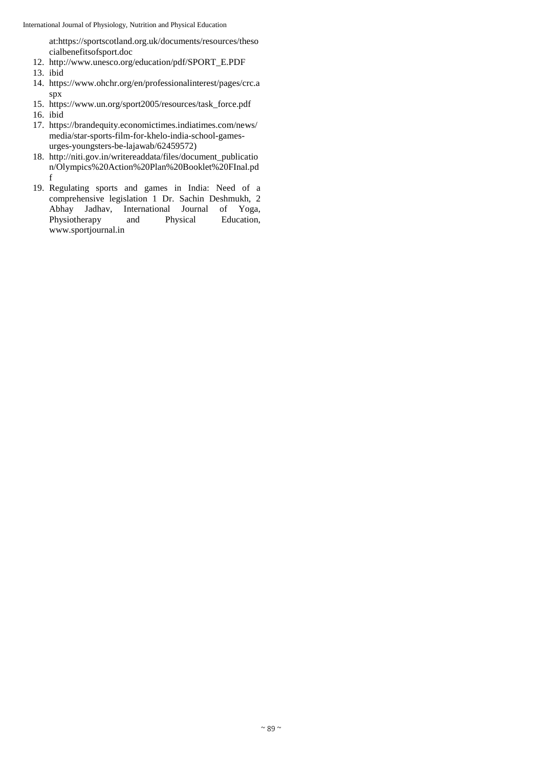at:https://sportscotland.org.uk/documents/resources/thesocialbenefitsofsport.doc

12. http://www.unesco.org/education/pdf/SPORT_E.PDF
13. ibid
14. https://www.ohchr.org/en/professionalinterest/pages/crc.aspx
15. https://www.un.org/sport2005/resources/task_force.pdf
16. ibid
17. https://brandequity.economictimes.indiatimes.com/news/media/star-sports-film-for-khelo-india-school-games-urges-youngsters-be-lajawab/62459572)
18. http://niti.gov.in/writereaddata/files/document_publication/Olympics%20Action%20Plan%20Booklet%20FInal.pdf
19. Regulating sports and games in India: Need of a comprehensive legislation 1 Dr. Sachin Deshmukh, 2 Abhay Jadhav, International Journal of Yoga, Physiotherapy and Physical Education, www.sportjournal.in